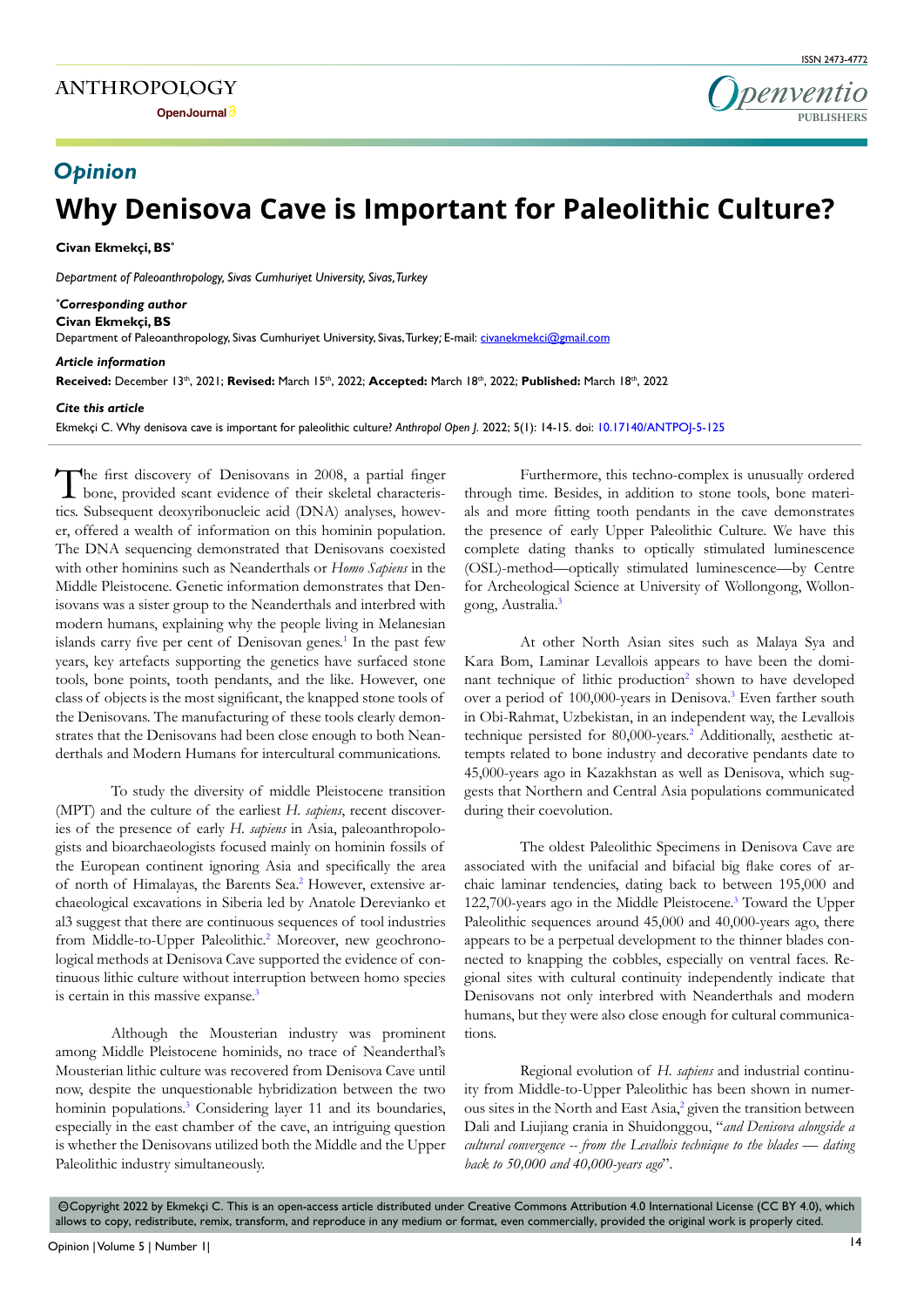ANTHROPOLOGY

OpenJournal

ISSN 2473-4772

*Opinion*

# Why Denisova Cave is Important for Paleolithic Culture?

**Civan Ekmekçi, BS***

*Department of Paleoanthropology, Sivas Cumhuriyet University, Sivas, Turkey*

***Corresponding author***
**Civan Ekmekçi, BS**
Department of Paleoanthropology, Sivas Cumhuriyet University, Sivas, Turkey; E-mail: civanekmekci@gmail.com

***Article information***
**Received:** December 13th, 2021; **Revised:** March 15th, 2022; **Accepted:** March 18th, 2022; **Published:** March 18th, 2022

***Cite this article***
Ekmekçi C. Why denisova cave is important for paleolithic culture? *Anthropol Open J*. 2022; 5(1): 14-15. doi: 10.17140/ANTPOJ-5-125

The first discovery of Denisovans in 2008, a partial finger bone, provided scant evidence of their skeletal characteristics. Subsequent deoxyribonucleic acid (DNA) analyses, however, offered a wealth of information on this hominin population. The DNA sequencing demonstrated that Denisovans coexisted with other hominins such as Neanderthals or *Homo Sapiens* in the Middle Pleistocene. Genetic information demonstrates that Denisovans was a sister group to the Neanderthals and interbred with modern humans, explaining why the people living in Melanesian islands carry five per cent of Denisovan genes.[1] In the past few years, key artefacts supporting the genetics have surfaced stone tools, bone points, tooth pendants, and the like. However, one class of objects is the most significant, the knapped stone tools of the Denisovans. The manufacturing of these tools clearly demonstrates that the Denisovans had been close enough to both Neanderthals and Modern Humans for intercultural communications.

To study the diversity of middle Pleistocene transition (MPT) and the culture of the earliest *H. sapiens*, recent discoveries of the presence of early *H. sapiens* in Asia, paleoanthropologists and bioarchaeologists focused mainly on hominin fossils of the European continent ignoring Asia and specifically the area of north of Himalayas, the Barents Sea.[2] However, extensive archaeological excavations in Siberia led by Anatole Derevianko et al3 suggest that there are continuous sequences of tool industries from Middle-to-Upper Paleolithic.[2] Moreover, new geochronological methods at Denisova Cave supported the evidence of continuous lithic culture without interruption between homo species is certain in this massive expanse.[3]

Although the Mousterian industry was prominent among Middle Pleistocene hominids, no trace of Neanderthal's Mousterian lithic culture was recovered from Denisova Cave until now, despite the unquestionable hybridization between the two hominin populations.[3] Considering layer 11 and its boundaries, especially in the east chamber of the cave, an intriguing question is whether the Denisovans utilized both the Middle and the Upper Paleolithic industry simultaneously.

Furthermore, this techno-complex is unusually ordered through time. Besides, in addition to stone tools, bone materials and more fitting tooth pendants in the cave demonstrates the presence of early Upper Paleolithic Culture. We have this complete dating thanks to optically stimulated luminescence (OSL)-method—optically stimulated luminescence—by Centre for Archeological Science at University of Wollongong, Wollongong, Australia.[3]

At other North Asian sites such as Malaya Sya and Kara Bom, Laminar Levallois appears to have been the dominant technique of lithic production[2] shown to have developed over a period of 100,000-years in Denisova.[3] Even farther south in Obi-Rahmat, Uzbekistan, in an independent way, the Levallois technique persisted for 80,000-years.[2] Additionally, aesthetic attempts related to bone industry and decorative pendants date to 45,000-years ago in Kazakhstan as well as Denisova, which suggests that Northern and Central Asia populations communicated during their coevolution.

The oldest Paleolithic Specimens in Denisova Cave are associated with the unifacial and bifacial big flake cores of archaic laminar tendencies, dating back to between 195,000 and 122,700-years ago in the Middle Pleistocene.[3] Toward the Upper Paleolithic sequences around 45,000 and 40,000-years ago, there appears to be a perpetual development to the thinner blades connected to knapping the cobbles, especially on ventral faces. Regional sites with cultural continuity independently indicate that Denisovans not only interbred with Neanderthals and modern humans, but they were also close enough for cultural communications.

Regional evolution of *H. sapiens* and industrial continuity from Middle-to-Upper Paleolithic has been shown in numerous sites in the North and East Asia,[2] given the transition between Dali and Liujiang crania in Shuidonggou, "*and Denisova alongside a cultural convergence -- from the Levallois technique to the blades — dating back to 50,000 and 40,000-years ago*".

©Copyright 2022 by Ekmekçi C. This is an open-access article distributed under Creative Commons Attribution 4.0 International License (CC BY 4.0), which allows to copy, redistribute, remix, transform, and reproduce in any medium or format, even commercially, provided the original work is properly cited.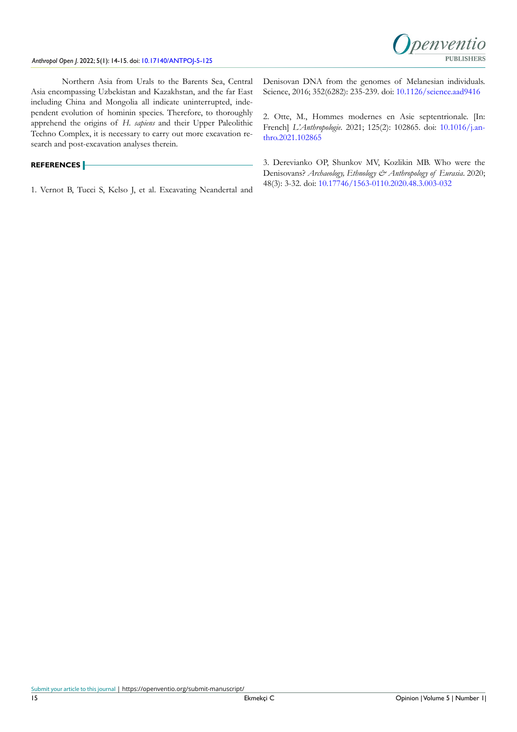Northern Asia from Urals to the Barents Sea, Central Asia encompassing Uzbekistan and Kazakhstan, and the far East including China and Mongolia all indicate uninterrupted, independent evolution of hominin species. Therefore, to thoroughly apprehend the origins of *H. sapiens* and their Upper Paleolithic Techno Complex, it is necessary to carry out more excavation research and post-excavation analyses therein.

## REFERENCES

1. Vernot B, Tucci S, Kelso J, et al. Excavating Neandertal and Denisovan DNA from the genomes of Melanesian individuals. Science, 2016; 352(6282): 235-239. doi: 10.1126/science.aad9416

2. Otte, M., Hommes modernes en Asie septentrionale. [In: French] *L'Anthropologie*. 2021; 125(2): 102865. doi: 10.1016/j.anthro.2021.102865

3. Derevianko OP, Shunkov MV, Kozlikin MB. Who were the Denisovans? *Archaeology, Ethnology & Anthropology of Eurasia*. 2020; 48(3): 3-32. doi: 10.17746/1563-0110.2020.48.3.003-032